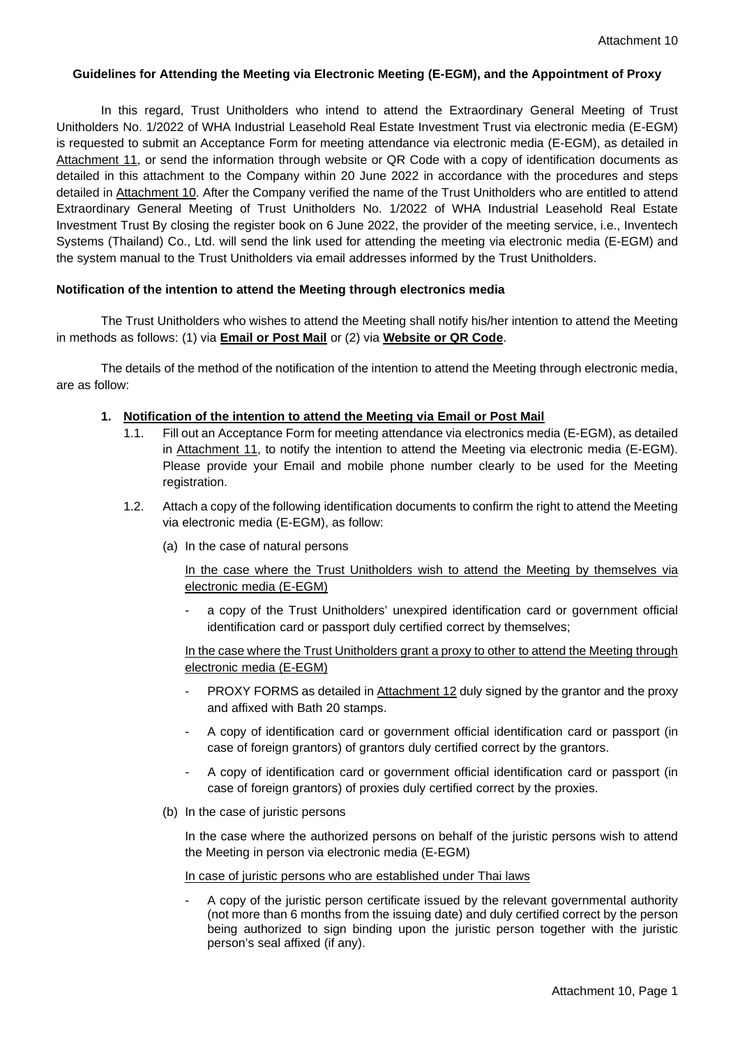Attachment 10

**Guidelines for Attending the Meeting via Electronic Meeting (E-EGM), and the Appointment of Proxy**

In this regard, Trust Unitholders who intend to attend the Extraordinary General Meeting of Trust Unitholders No. 1/2022 of WHA Industrial Leasehold Real Estate Investment Trust via electronic media (E-EGM) is requested to submit an Acceptance Form for meeting attendance via electronic media (E-EGM), as detailed in Attachment 11, or send the information through website or QR Code with a copy of identification documents as detailed in this attachment to the Company within 20 June 2022 in accordance with the procedures and steps detailed in Attachment 10. After the Company verified the name of the Trust Unitholders who are entitled to attend Extraordinary General Meeting of Trust Unitholders No. 1/2022 of WHA Industrial Leasehold Real Estate Investment Trust By closing the register book on 6 June 2022, the provider of the meeting service, i.e., Inventech Systems (Thailand) Co., Ltd. will send the link used for attending the meeting via electronic media (E-EGM) and the system manual to the Trust Unitholders via email addresses informed by the Trust Unitholders.

**Notification of the intention to attend the Meeting through electronics media**

The Trust Unitholders who wishes to attend the Meeting shall notify his/her intention to attend the Meeting in methods as follows: (1) via **Email or Post Mail** or (2) via **Website or QR Code**.

The details of the method of the notification of the intention to attend the Meeting through electronic media, are as follow:

1. **Notification of the intention to attend the Meeting via Email or Post Mail**
   - 1.1. Fill out an Acceptance Form for meeting attendance via electronics media (E-EGM), as detailed in Attachment 11, to notify the intention to attend the Meeting via electronic media (E-EGM). Please provide your Email and mobile phone number clearly to be used for the Meeting registration.
   - 1.2. Attach a copy of the following identification documents to confirm the right to attend the Meeting via electronic media (E-EGM), as follow:
     - (a) In the case of natural persons

       In the case where the Trust Unitholders wish to attend the Meeting by themselves via electronic media (E-EGM)

       - a copy of the Trust Unitholders' unexpired identification card or government official identification card or passport duly certified correct by themselves;

       In the case where the Trust Unitholders grant a proxy to other to attend the Meeting through electronic media (E-EGM)

       - PROXY FORMS as detailed in Attachment 12 duly signed by the grantor and the proxy and affixed with Bath 20 stamps.
       - A copy of identification card or government official identification card or passport (in case of foreign grantors) of grantors duly certified correct by the grantors.
       - A copy of identification card or government official identification card or passport (in case of foreign grantors) of proxies duly certified correct by the proxies.
     - (b) In the case of juristic persons

       In the case where the authorized persons on behalf of the juristic persons wish to attend the Meeting in person via electronic media (E-EGM)

       In case of juristic persons who are established under Thai laws

       - A copy of the juristic person certificate issued by the relevant governmental authority (not more than 6 months from the issuing date) and duly certified correct by the person being authorized to sign binding upon the juristic person together with the juristic person's seal affixed (if any).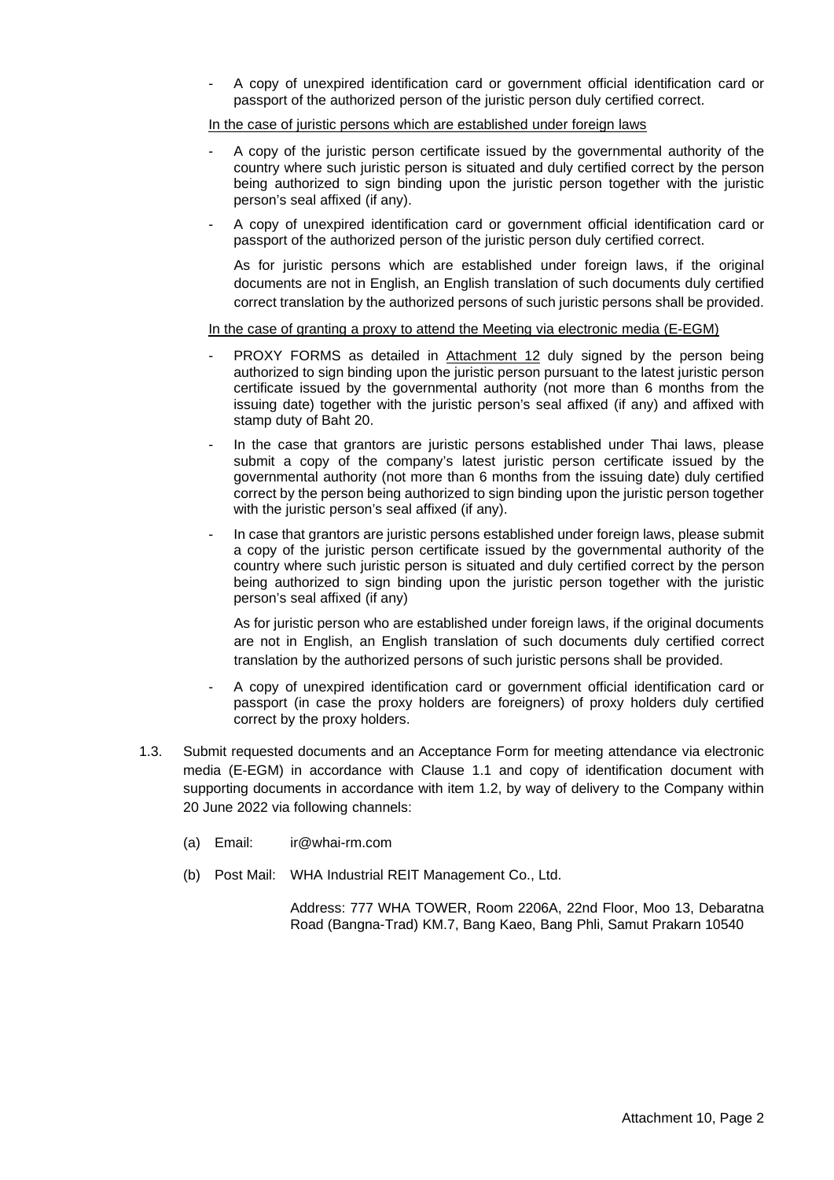- A copy of unexpired identification card or government official identification card or passport of the authorized person of the juristic person duly certified correct.

In the case of juristic persons which are established under foreign laws

- A copy of the juristic person certificate issued by the governmental authority of the country where such juristic person is situated and duly certified correct by the person being authorized to sign binding upon the juristic person together with the juristic person's seal affixed (if any).
- A copy of unexpired identification card or government official identification card or passport of the authorized person of the juristic person duly certified correct.

  As for juristic persons which are established under foreign laws, if the original documents are not in English, an English translation of such documents duly certified correct translation by the authorized persons of such juristic persons shall be provided.

In the case of granting a proxy to attend the Meeting via electronic media (E-EGM)

- PROXY FORMS as detailed in Attachment 12 duly signed by the person being authorized to sign binding upon the juristic person pursuant to the latest juristic person certificate issued by the governmental authority (not more than 6 months from the issuing date) together with the juristic person's seal affixed (if any) and affixed with stamp duty of Baht 20.
- In the case that grantors are juristic persons established under Thai laws, please submit a copy of the company's latest juristic person certificate issued by the governmental authority (not more than 6 months from the issuing date) duly certified correct by the person being authorized to sign binding upon the juristic person together with the juristic person's seal affixed (if any).
- In case that grantors are juristic persons established under foreign laws, please submit a copy of the juristic person certificate issued by the governmental authority of the country where such juristic person is situated and duly certified correct by the person being authorized to sign binding upon the juristic person together with the juristic person's seal affixed (if any)

  As for juristic person who are established under foreign laws, if the original documents are not in English, an English translation of such documents duly certified correct translation by the authorized persons of such juristic persons shall be provided.

- A copy of unexpired identification card or government official identification card or passport (in case the proxy holders are foreigners) of proxy holders duly certified correct by the proxy holders.

1.3. Submit requested documents and an Acceptance Form for meeting attendance via electronic media (E-EGM) in accordance with Clause 1.1 and copy of identification document with supporting documents in accordance with item 1.2, by way of delivery to the Company within 20 June 2022 via following channels:

   (a) Email: ir@whai-rm.com

   (b) Post Mail: WHA Industrial REIT Management Co., Ltd.

   Address: 777 WHA TOWER, Room 2206A, 22nd Floor, Moo 13, Debaratna Road (Bangna-Trad) KM.7, Bang Kaeo, Bang Phli, Samut Prakarn 10540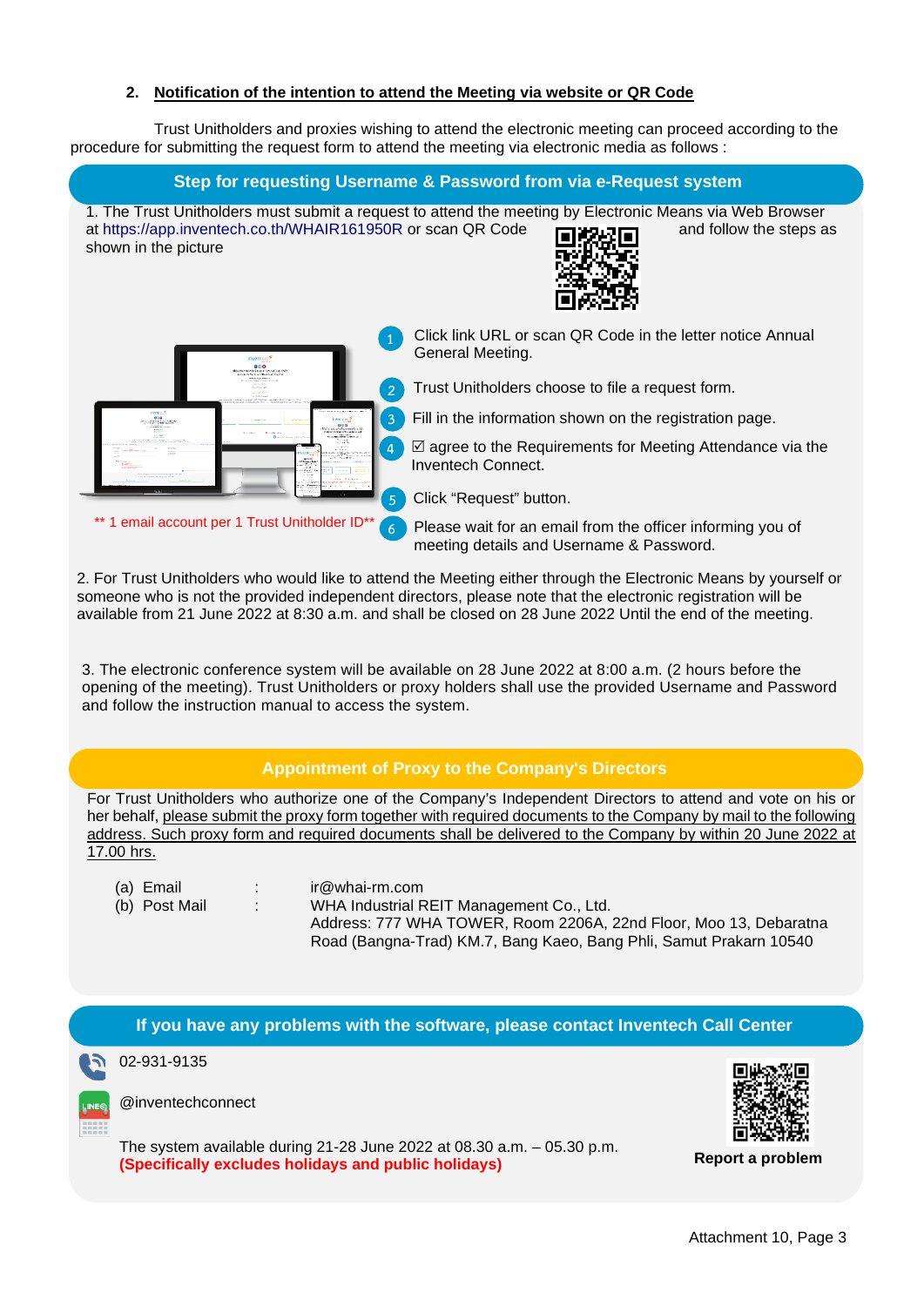## 2. Notification of the intention to attend the Meeting via website or QR Code

Trust Unitholders and proxies wishing to attend the electronic meeting can proceed according to the procedure for submitting the request form to attend the meeting via electronic media as follows :

### Step for requesting Username & Password from via e-Request system

1. The Trust Unitholders must submit a request to attend the meeting by Electronic Means via Web Browser at https://app.inventech.co.th/WHAIR161950R or scan QR Code and follow the steps as shown in the picture

1. Click link URL or scan QR Code in the letter notice Annual General Meeting.
2. Trust Unitholders choose to file a request form.
3. Fill in the information shown on the registration page.
4. ☑ agree to the Requirements for Meeting Attendance via the Inventech Connect.
5. Click "Request" button.
6. Please wait for an email from the officer informing you of meeting details and Username & Password.

** 1 email account per 1 Trust Unitholder ID**

2. For Trust Unitholders who would like to attend the Meeting either through the Electronic Means by yourself or someone who is not the provided independent directors, please note that the electronic registration will be available from 21 June 2022 at 8:30 a.m. and shall be closed on 28 June 2022 Until the end of the meeting.

3. The electronic conference system will be available on 28 June 2022 at 8:00 a.m. (2 hours before the opening of the meeting). Trust Unitholders or proxy holders shall use the provided Username and Password and follow the instruction manual to access the system.

### Appointment of Proxy to the Company's Directors

For Trust Unitholders who authorize one of the Company's Independent Directors to attend and vote on his or her behalf, please submit the proxy form together with required documents to the Company by mail to the following address. Such proxy form and required documents shall be delivered to the Company by within 20 June 2022 at 17.00 hrs.

(a) Email : ir@whai-rm.com
(b) Post Mail : WHA Industrial REIT Management Co., Ltd.
Address: 777 WHA TOWER, Room 2206A, 22nd Floor, Moo 13, Debaratna Road (Bangna-Trad) KM.7, Bang Kaeo, Bang Phli, Samut Prakarn 10540

### If you have any problems with the software, please contact Inventech Call Center

02-931-9135

@inventechconnect

The system available during 21-28 June 2022 at 08.30 a.m. – 05.30 p.m.
**(Specifically excludes holidays and public holidays)**

**Report a problem**

Attachment 10, Page 3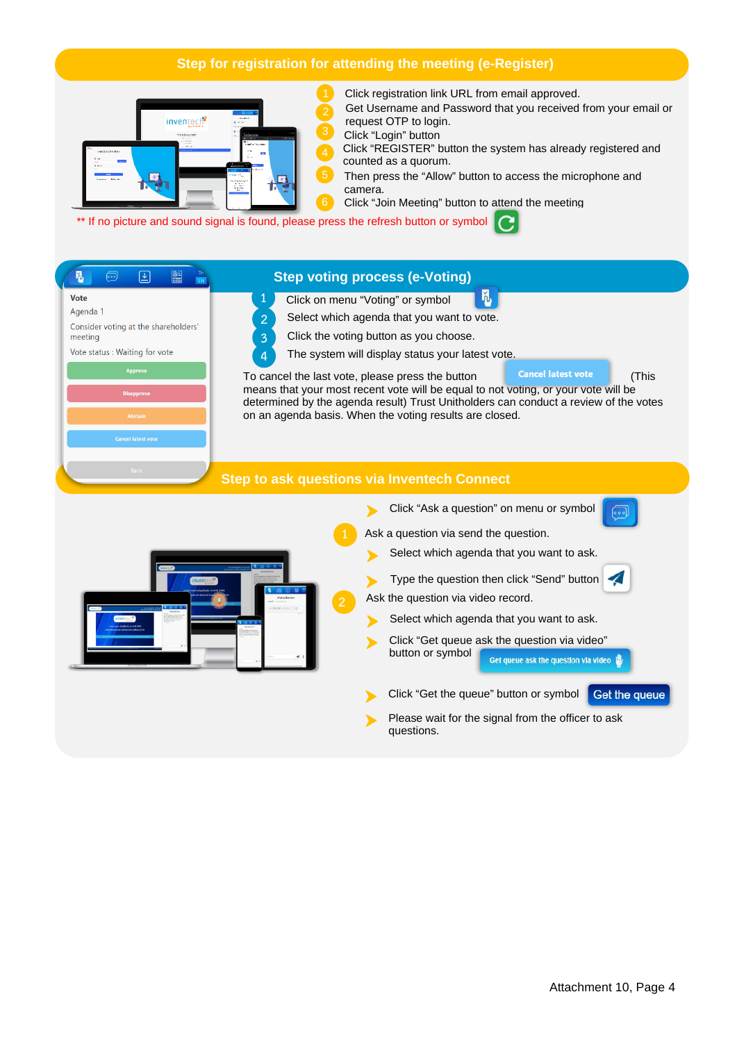## Step for registration for attending the meeting (e-Register)

1. Click registration link URL from email approved.
2. Get Username and Password that you received from your email or request OTP to login.
3. Click "Login" button
4. Click "REGISTER" button the system has already registered and counted as a quorum.
5. Then press the "Allow" button to access the microphone and camera.
6. Click "Join Meeting" button to attend the meeting

** If no picture and sound signal is found, please press the refresh button or symbol

## Step voting process (e-Voting)

1. Click on menu "Voting" or symbol
2. Select which agenda that you want to vote.
3. Click the voting button as you choose.
4. The system will display status your latest vote.

To cancel the last vote, please press the button **Cancel latest vote** (This means that your most recent vote will be equal to not voting, or your vote will be determined by the agenda result) Trust Unitholders can conduct a review of the votes on an agenda basis. When the voting results are closed.

## Step to ask questions via Inventech Connect

- Click "Ask a question" on menu or symbol

1. Ask a question via send the question.
   - Select which agenda that you want to ask.
   - Type the question then click "Send" button
2. Ask the question via video record.
   - Select which agenda that you want to ask.
   - Click "Get queue ask the question via video" button or symbol **Get queue ask the question via video**
   - Click "Get the queue" button or symbol **Get the queue**
   - Please wait for the signal from the officer to ask questions.

Attachment 10, Page 4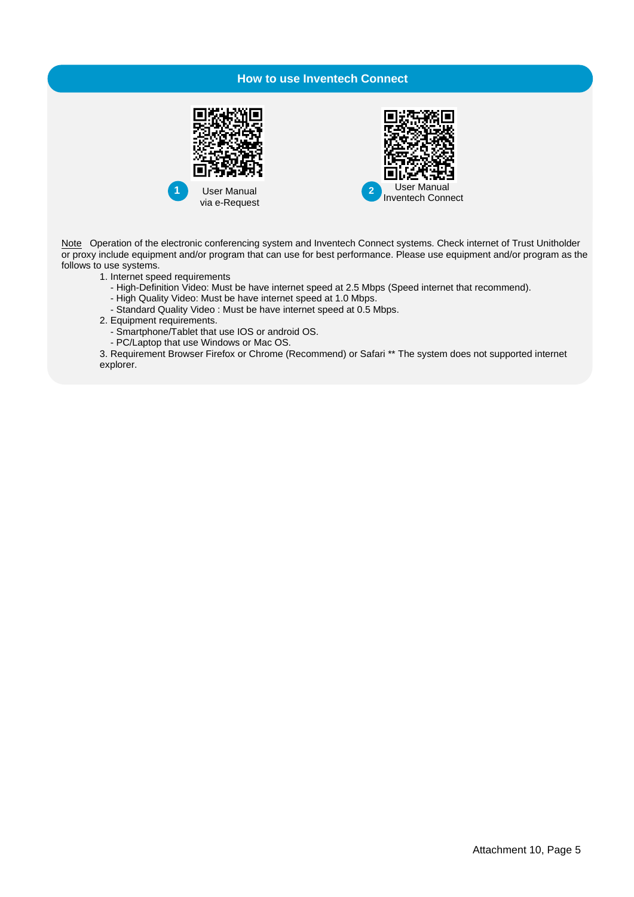## How to use Inventech Connect

1 User Manual via e-Request

2 User Manual Inventech Connect

Note Operation of the electronic conferencing system and Inventech Connect systems. Check internet of Trust Unitholder or proxy include equipment and/or program that can use for best performance. Please use equipment and/or program as the follows to use systems.

1. Internet speed requirements
   - High-Definition Video: Must be have internet speed at 2.5 Mbps (Speed internet that recommend).
   - High Quality Video: Must be have internet speed at 1.0 Mbps.
   - Standard Quality Video : Must be have internet speed at 0.5 Mbps.
2. Equipment requirements.
   - Smartphone/Tablet that use IOS or android OS.
   - PC/Laptop that use Windows or Mac OS.
3. Requirement Browser Firefox or Chrome (Recommend) or Safari ** The system does not supported internet explorer.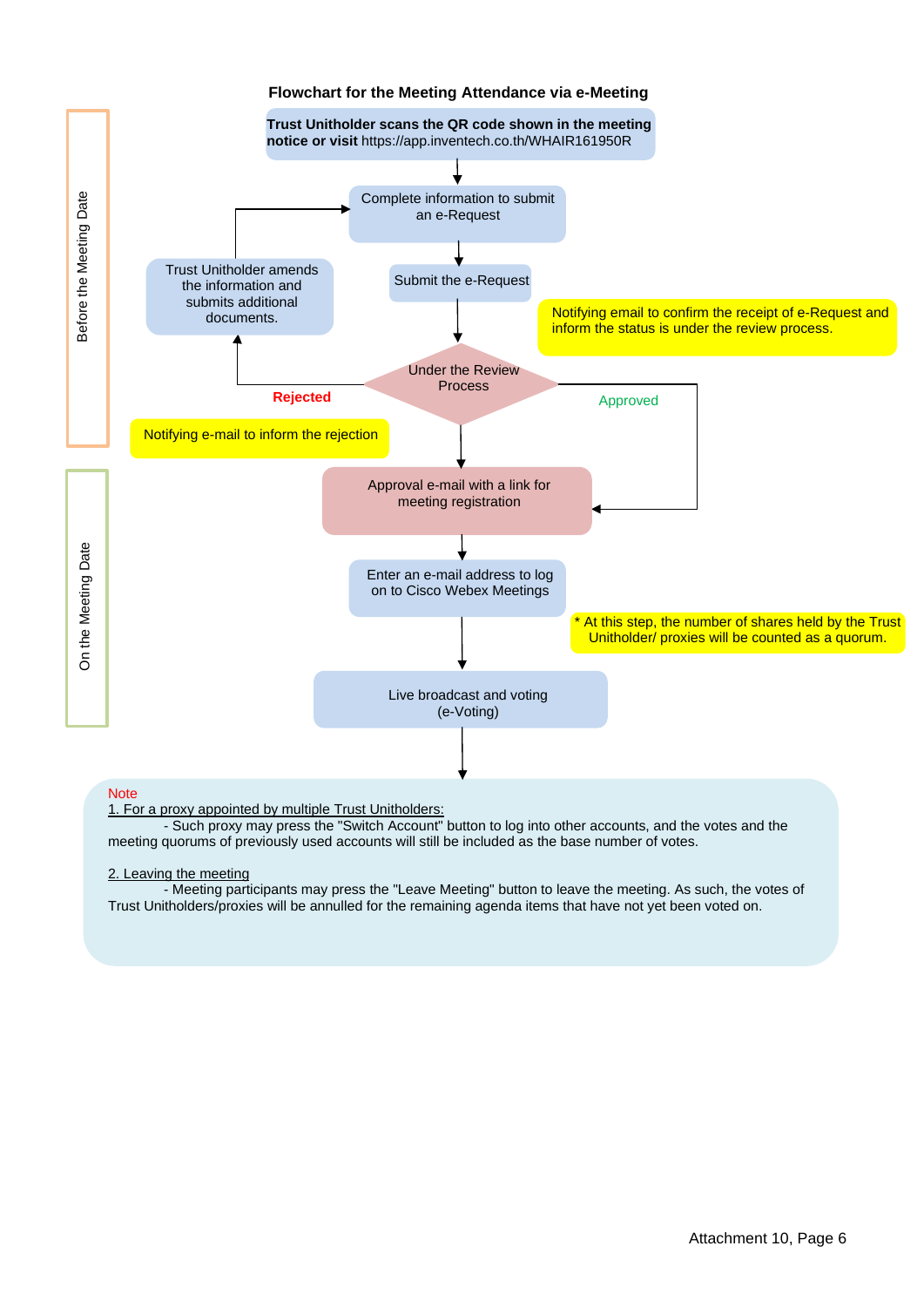## Flowchart for the Meeting Attendance via e-Meeting

Before the Meeting Date

**Trust Unitholder scans the QR code shown in the meeting notice or visit** https://app.inventech.co.th/WHAIR161950R

Complete information to submit an e-Request

Submit the e-Request

Notifying email to confirm the receipt of e-Request and inform the status is under the review process.

Under the Review Process

Rejected

Trust Unitholder amends the information and submits additional documents.

Notifying e-mail to inform the rejection

Approved

On the Meeting Date

Approval e-mail with a link for meeting registration

Enter an e-mail address to log on to Cisco Webex Meetings

* At this step, the number of shares held by the Trust Unitholder/ proxies will be counted as a quorum.

Live broadcast and voting (e-Voting)

Note

1. For a proxy appointed by multiple Trust Unitholders:

- Such proxy may press the "Switch Account" button to log into other accounts, and the votes and the meeting quorums of previously used accounts will still be included as the base number of votes.

2. Leaving the meeting

- Meeting participants may press the "Leave Meeting" button to leave the meeting. As such, the votes of Trust Unitholders/proxies will be annulled for the remaining agenda items that have not yet been voted on.

Attachment 10, Page 6